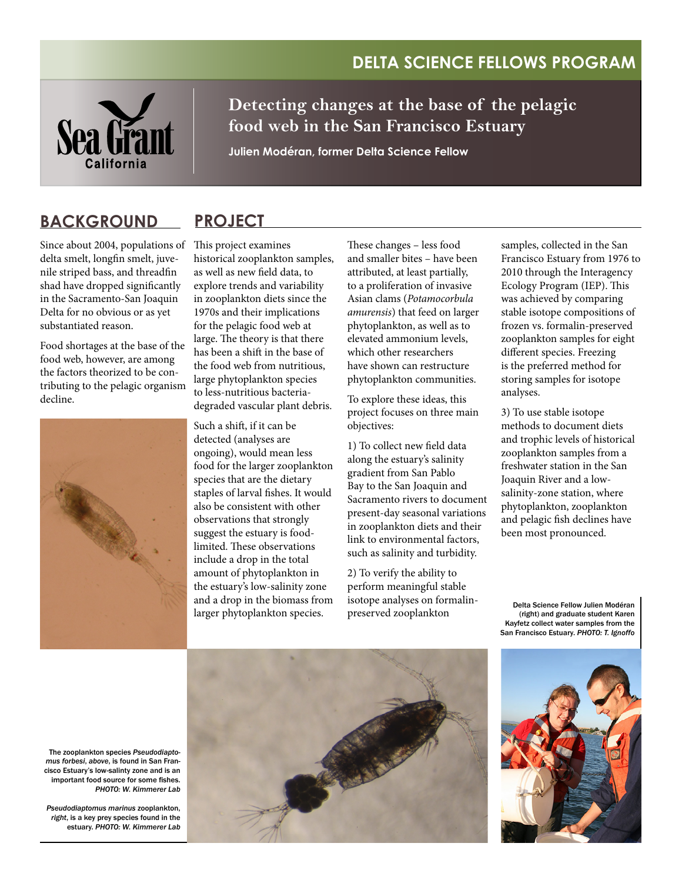# DELTA SCIENCE FELLOWS PROGRAM

Sea Grant California

## Detecting changes at the base of the pelagic food web in the San Francisco Estuary

**Julien Modéran, former Delta Science Fellow**

## BACKGROUND

Since about 2004, populations of delta smelt, longfin smelt, juvenile striped bass, and threadfin shad have dropped significantly in the Sacramento-San Joaquin Delta for no obvious or as yet substantiated reason.

Food shortages at the base of the food web, however, are among the factors theorized to be contributing to the pelagic organism decline.

## PROJECT

This project examines historical zooplankton samples, as well as new field data, to explore trends and variability in zooplankton diets since the 1970s and their implications for the pelagic food web at large. The theory is that there has been a shift in the base of the food web from nutritious, large phytoplankton species to less-nutritious bacteria-degraded vascular plant debris.

Such a shift, if it can be detected (analyses are ongoing), would mean less food for the larger zooplankton species that are the dietary staples of larval fishes. It would also be consistent with other observations that strongly suggest the estuary is food-limited. These observations include a drop in the total amount of phytoplankton in the estuary's low-salinity zone and a drop in the biomass from larger phytoplankton species.

These changes – less food and smaller bites – have been attributed, at least partially, to a proliferation of invasive Asian clams (*Potamocorbula amurensis*) that feed on larger phytoplankton, as well as to elevated ammonium levels, which other researchers have shown can restructure phytoplankton communities.

To explore these ideas, this project focuses on three main objectives:

1) To collect new field data along the estuary's salinity gradient from San Pablo Bay to the San Joaquin and Sacramento rivers to document present-day seasonal variations in zooplankton diets and their link to environmental factors, such as salinity and turbidity.

2) To verify the ability to perform meaningful stable isotope analyses on formalin-preserved zooplankton samples, collected in the San Francisco Estuary from 1976 to 2010 through the Interagency Ecology Program (IEP). This was achieved by comparing stable isotope compositions of frozen vs. formalin-preserved zooplankton samples for eight different species. Freezing is the preferred method for storing samples for isotope analyses.

3) To use stable isotope methods to document diets and trophic levels of historical zooplankton samples from a freshwater station in the San Joaquin River and a low-salinity-zone station, where phytoplankton, zooplankton and pelagic fish declines have been most pronounced.

Delta Science Fellow Julien Modéran (right) and graduate student Karen Kayfetz collect water samples from the San Francisco Estuary. *PHOTO: T. Ignoffo*

The zooplankton species *Pseudodiaptomus forbesi*, *above*, is found in San Francisco Estuary's low-salinty zone and is an important food source for some fishes. *PHOTO: W. Kimmerer Lab*

*Pseudodiaptomus marinus* zooplankton, *right*, is a key prey species found in the estuary. *PHOTO: W. Kimmerer Lab*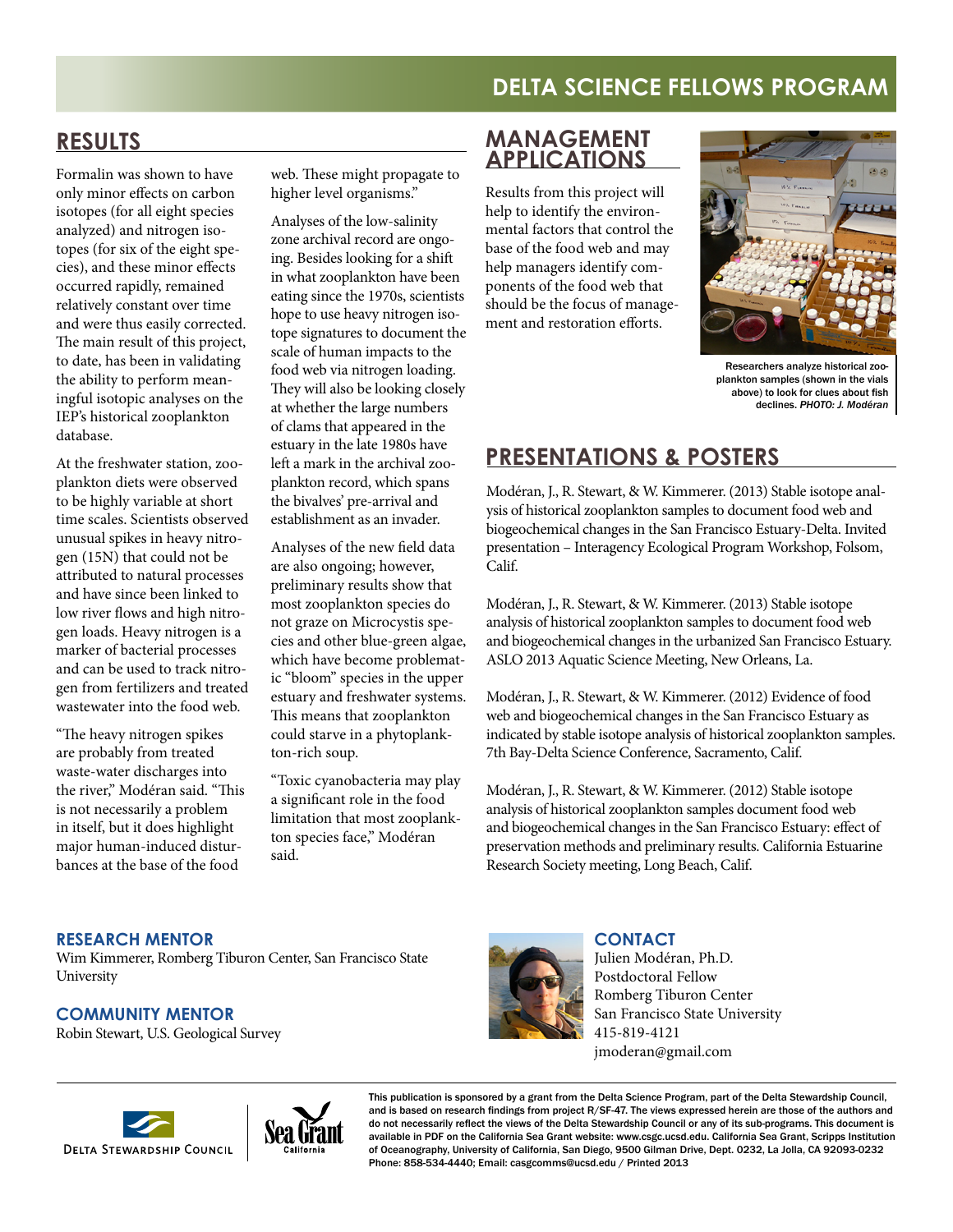## RESULTS

Formalin was shown to have only minor effects on carbon isotopes (for all eight species analyzed) and nitrogen isotopes (for six of the eight species), and these minor effects occurred rapidly, remained relatively constant over time and were thus easily corrected. The main result of this project, to date, has been in validating the ability to perform meaningful isotopic analyses on the IEP's historical zooplankton database.

At the freshwater station, zooplankton diets were observed to be highly variable at short time scales. Scientists observed unusual spikes in heavy nitrogen (15N) that could not be attributed to natural processes and have since been linked to low river flows and high nitrogen loads. Heavy nitrogen is a marker of bacterial processes and can be used to track nitrogen from fertilizers and treated wastewater into the food web.

"The heavy nitrogen spikes are probably from treated waste-water discharges into the river," Modéran said. "This is not necessarily a problem in itself, but it does highlight major human-induced disturbances at the base of the food web. These might propagate to higher level organisms."

Analyses of the low-salinity zone archival record are ongoing. Besides looking for a shift in what zooplankton have been eating since the 1970s, scientists hope to use heavy nitrogen isotope signatures to document the scale of human impacts to the food web via nitrogen loading. They will also be looking closely at whether the large numbers of clams that appeared in the estuary in the late 1980s have left a mark in the archival zooplankton record, which spans the bivalves' pre-arrival and establishment as an invader.

Analyses of the new field data are also ongoing; however, preliminary results show that most zooplankton species do not graze on Microcystis species and other blue-green algae, which have become problematic "bloom" species in the upper estuary and freshwater systems. This means that zooplankton could starve in a phytoplankton-rich soup.

"Toxic cyanobacteria may play a significant role in the food limitation that most zooplankton species face," Modéran said.

## MANAGEMENT APPLICATIONS

Results from this project will help to identify the environmental factors that control the base of the food web and may help managers identify components of the food web that should be the focus of management and restoration efforts.

Researchers analyze historical zooplankton samples (shown in the vials above) to look for clues about fish declines. *PHOTO: J. Modéran*

## PRESENTATIONS & POSTERS

Modéran, J., R. Stewart, & W. Kimmerer. (2013) Stable isotope analysis of historical zooplankton samples to document food web and biogeochemical changes in the San Francisco Estuary-Delta. Invited presentation – Interagency Ecological Program Workshop, Folsom, Calif.

Modéran, J., R. Stewart, & W. Kimmerer. (2013) Stable isotope analysis of historical zooplankton samples to document food web and biogeochemical changes in the urbanized San Francisco Estuary. ASLO 2013 Aquatic Science Meeting, New Orleans, La.

Modéran, J., R. Stewart, & W. Kimmerer. (2012) Evidence of food web and biogeochemical changes in the San Francisco Estuary as indicated by stable isotope analysis of historical zooplankton samples. 7th Bay-Delta Science Conference, Sacramento, Calif.

Modéran, J., R. Stewart, & W. Kimmerer. (2012) Stable isotope analysis of historical zooplankton samples document food web and biogeochemical changes in the San Francisco Estuary: effect of preservation methods and preliminary results. California Estuarine Research Society meeting, Long Beach, Calif.

### RESEARCH MENTOR

Wim Kimmerer, Romberg Tiburon Center, San Francisco State University

### COMMUNITY MENTOR

Robin Stewart, U.S. Geological Survey

### CONTACT

Julien Modéran, Ph.D.
Postdoctoral Fellow
Romberg Tiburon Center
San Francisco State University
415-819-4121
jmoderan@gmail.com

Delta Stewardship Council

Sea Grant California

This publication is sponsored by a grant from the Delta Science Program, part of the Delta Stewardship Council, and is based on research findings from project R/SF-47. The views expressed herein are those of the authors and do not necessarily reflect the views of the Delta Stewardship Council or any of its sub-programs. This document is available in PDF on the California Sea Grant website: www.csgc.ucsd.edu. California Sea Grant, Scripps Institution of Oceanography, University of California, San Diego, 9500 Gilman Drive, Dept. 0232, La Jolla, CA 92093-0232 Phone: 858-534-4440; Email: casgcomms@ucsd.edu / Printed 2013